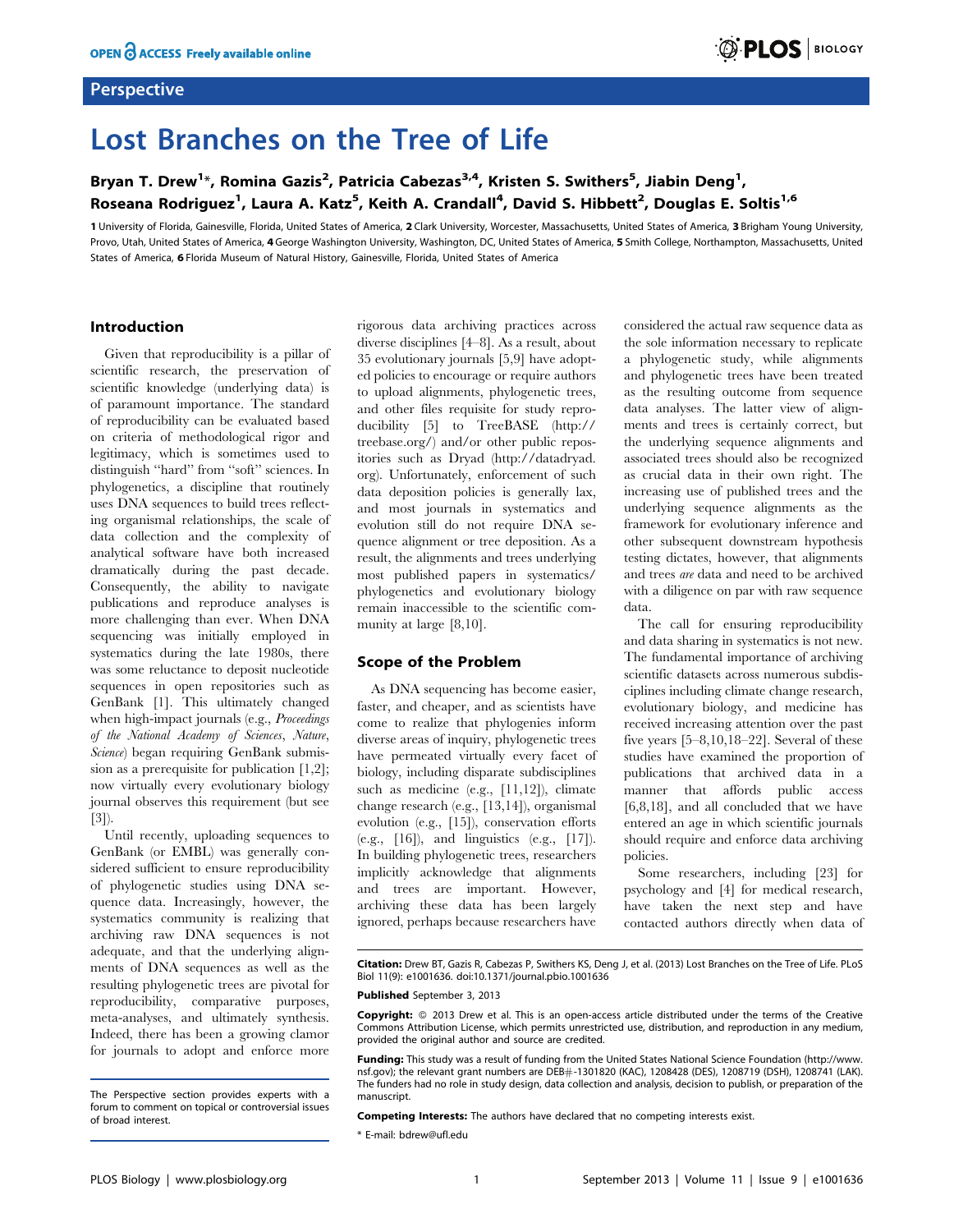Perspective

# Lost Branches on the Tree of Life

**Bryan T. Drew[1]\*, Romina Gazis[2], Patricia Cabezas[3,4], Kristen S. Swithers[5], Jiabin Deng[1], Roseana Rodriguez[1], Laura A. Katz[5], Keith A. Crandall[4], David S. Hibbett[2], Douglas E. Soltis[1,6]**

**1** University of Florida, Gainesville, Florida, United States of America, **2** Clark University, Worcester, Massachusetts, United States of America, **3** Brigham Young University, Provo, Utah, United States of America, **4** George Washington University, Washington, DC, United States of America, **5** Smith College, Northampton, Massachusetts, United States of America, **6** Florida Museum of Natural History, Gainesville, Florida, United States of America

## Introduction

Given that reproducibility is a pillar of scientific research, the preservation of scientific knowledge (underlying data) is of paramount importance. The standard of reproducibility can be evaluated based on criteria of methodological rigor and legitimacy, which is sometimes used to distinguish "hard" from "soft" sciences. In phylogenetics, a discipline that routinely uses DNA sequences to build trees reflecting organismal relationships, the scale of data collection and the complexity of analytical software have both increased dramatically during the past decade. Consequently, the ability to navigate publications and reproduce analyses is more challenging than ever. When DNA sequencing was initially employed in systematics during the late 1980s, there was some reluctance to deposit nucleotide sequences in open repositories such as GenBank [1]. This ultimately changed when high-impact journals (e.g., *Proceedings of the National Academy of Sciences*, *Nature*, *Science*) began requiring GenBank submission as a prerequisite for publication [1,2]; now virtually every evolutionary biology journal observes this requirement (but see [3]).

Until recently, uploading sequences to GenBank (or EMBL) was generally considered sufficient to ensure reproducibility of phylogenetic studies using DNA sequence data. Increasingly, however, the systematics community is realizing that archiving raw DNA sequences is not adequate, and that the underlying alignments of DNA sequences as well as the resulting phylogenetic trees are pivotal for reproducibility, comparative purposes, meta-analyses, and ultimately synthesis. Indeed, there has been a growing clamor for journals to adopt and enforce more rigorous data archiving practices across diverse disciplines [4–8]. As a result, about 35 evolutionary journals [5,9] have adopted policies to encourage or require authors to upload alignments, phylogenetic trees, and other files requisite for study reproducibility [5] to TreeBASE (http://treebase.org/) and/or other public repositories such as Dryad (http://datadryad.org). Unfortunately, enforcement of such data deposition policies is generally lax, and most journals in systematics and evolution still do not require DNA sequence alignment or tree deposition. As a result, the alignments and trees underlying most published papers in systematics/phylogenetics and evolutionary biology remain inaccessible to the scientific community at large [8,10].

## Scope of the Problem

As DNA sequencing has become easier, faster, and cheaper, and as scientists have come to realize that phylogenies inform diverse areas of inquiry, phylogenetic trees have permeated virtually every facet of biology, including disparate subdisciplines such as medicine (e.g., [11,12]), climate change research (e.g., [13,14]), organismal evolution (e.g., [15]), conservation efforts (e.g., [16]), and linguistics (e.g., [17]). In building phylogenetic trees, researchers implicitly acknowledge that alignments and trees are important. However, archiving these data has been largely ignored, perhaps because researchers have considered the actual raw sequence data as the sole information necessary to replicate a phylogenetic study, while alignments and phylogenetic trees have been treated as the resulting outcome from sequence data analyses. The latter view of alignments and trees is certainly correct, but the underlying sequence alignments and associated trees should also be recognized as crucial data in their own right. The increasing use of published trees and the underlying sequence alignments as the framework for evolutionary inference and other subsequent downstream hypothesis testing dictates, however, that alignments and trees *are* data and need to be archived with a diligence on par with raw sequence data.

The call for ensuring reproducibility and data sharing in systematics is not new. The fundamental importance of archiving scientific datasets across numerous subdisciplines including climate change research, evolutionary biology, and medicine has received increasing attention over the past five years [5–8,10,18–22]. Several of these studies have examined the proportion of publications that archived data in a manner that affords public access [6,8,18], and all concluded that we have entered an age in which scientific journals should require and enforce data archiving policies.

Some researchers, including [23] for psychology and [4] for medical research, have taken the next step and have contacted authors directly when data of

The Perspective section provides experts with a forum to comment on topical or controversial issues of broad interest.

**Citation:** Drew BT, Gazis R, Cabezas P, Swithers KS, Deng J, et al. (2013) Lost Branches on the Tree of Life. PLoS Biol 11(9): e1001636. doi:10.1371/journal.pbio.1001636

**Published** September 3, 2013

**Copyright:** © 2013 Drew et al. This is an open-access article distributed under the terms of the Creative Commons Attribution License, which permits unrestricted use, distribution, and reproduction in any medium, provided the original author and source are credited.

**Funding:** This study was a result of funding from the United States National Science Foundation (http://www.nsf.gov); the relevant grant numbers are DEB#-1301820 (KAC), 1208428 (DES), 1208719 (DSH), 1208741 (LAK). The funders had no role in study design, data collection and analysis, decision to publish, or preparation of the manuscript.

**Competing Interests:** The authors have declared that no competing interests exist.

\* E-mail: bdrew@ufl.edu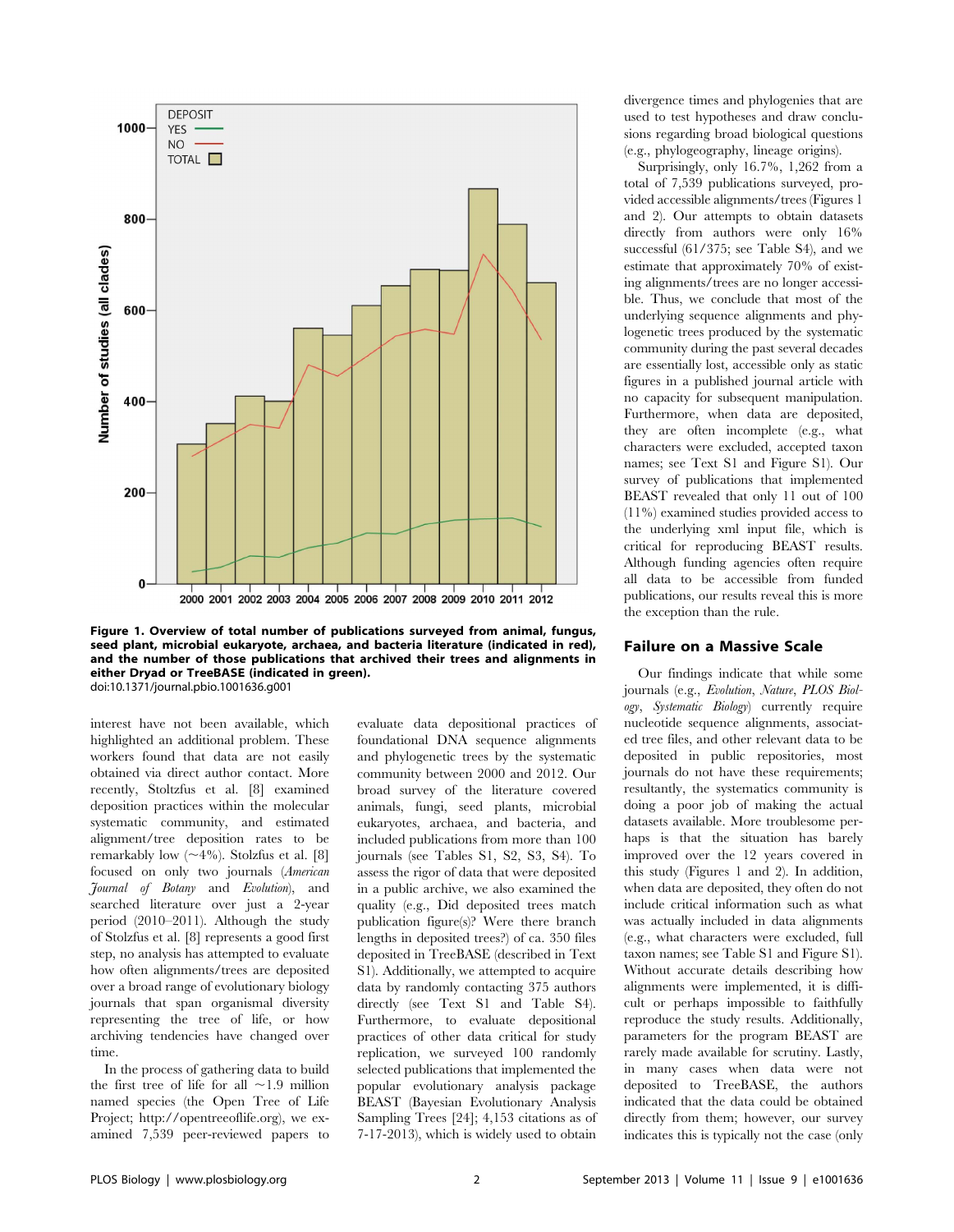**Figure 1. Overview of total number of publications surveyed from animal, fungus, seed plant, microbial eukaryote, archaea, and bacteria literature (indicated in red), and the number of those publications that archived their trees and alignments in either Dryad or TreeBASE (indicated in green).**
doi:10.1371/journal.pbio.1001636.g001

interest have not been available, which highlighted an additional problem. These workers found that data are not easily obtained via direct author contact. More recently, Stoltzfus et al. [8] examined deposition practices within the molecular systematic community, and estimated alignment/tree deposition rates to be remarkably low (~4%). Stolzfus et al. [8] focused on only two journals (*American Journal of Botany* and *Evolution*), and searched the literature over just a 2-year period (2010–2011). Although the study of Stolzfus et al. [8] represents a good first step, no analysis has attempted to evaluate how often alignments/trees are deposited over a broad range of evolutionary biology journals that span organismal diversity representing the tree of life, or how archiving tendencies have changed over time.

In the process of gathering data to build the first tree of life for all ~1.9 million named species (the Open Tree of Life Project; http://opentreeoflife.org), we examined 7,539 peer-reviewed papers to evaluate data depositional practices of foundational DNA sequence alignments and phylogenetic trees by the systematic community between 2000 and 2012. Our broad survey of the literature covered animals, fungi, seed plants, microbial eukaryotes, archaea, and bacteria, and included publications from more than 100 journals (see Tables S1, S2, S3, S4). To assess the rigor of data that were deposited in a public archive, we also examined the quality (e.g., Did deposited trees match publication figure(s)? Were there branch lengths in deposited trees?) of ca. 350 files deposited in TreeBASE (described in Text S1). Additionally, we attempted to acquire data by randomly contacting 375 authors directly (see Text S1 and Table S4). Furthermore, to evaluate depositional practices of other data critical for study replication, we surveyed 100 randomly selected publications that implemented the popular evolutionary analysis package BEAST (Bayesian Evolutionary Analysis Sampling Trees [24]; 4,153 citations as of 7-17-2013), which is widely used to obtain divergence times and phylogenies that are used to test hypotheses and draw conclusions regarding broad biological questions (e.g., phylogeography, lineage origins).

Surprisingly, only 16.7%, 1,262 from a total of 7,539 publications surveyed, provided accessible alignments/trees (Figures 1 and 2). Our attempts to obtain datasets directly from authors were only 16% successful (61/375; see Table S4), and we estimate that approximately 70% of existing alignments/trees are no longer accessible. Thus, we conclude that most of the underlying sequence alignments and phylogenetic trees produced by the systematic community during the past several decades are essentially lost, accessible only as static figures in a published journal article with no capacity for subsequent manipulation. Furthermore, when data are deposited, they are often incomplete (e.g., what characters were excluded, accepted taxon names; see Text S1 and Figure S1). Our survey of publications that implemented BEAST revealed that only 11 out of 100 (11%) examined studies provided access to the underlying xml input file, which is critical for reproducing BEAST results. Although funding agencies often require all data to be accessible from funded publications, our results reveal this is more the exception than the rule.

## Failure on a Massive Scale

Our findings indicate that while some journals (e.g., *Evolution*, *Nature*, *PLOS Biology*, *Systematic Biology*) currently require nucleotide sequence alignments, associated tree files, and other relevant data to be deposited in public repositories, most journals do not have these requirements; resultantly, the systematics community is doing a poor job of making the actual datasets available. More troublesome perhaps is that the situation has barely improved over the 12 years covered in this study (Figures 1 and 2). In addition, when data are deposited, they often do not include critical information such as what was actually included in data alignments (e.g., what characters were excluded, full taxon names; see Table S1 and Figure S1). Without accurate details describing how alignments were implemented, it is difficult or perhaps impossible to faithfully reproduce the study results. Additionally, parameters for the program BEAST are rarely made available for scrutiny. Lastly, in many cases when data were not deposited to TreeBASE, the authors indicated that the data could be obtained directly from them; however, our survey indicates this is typically not the case (only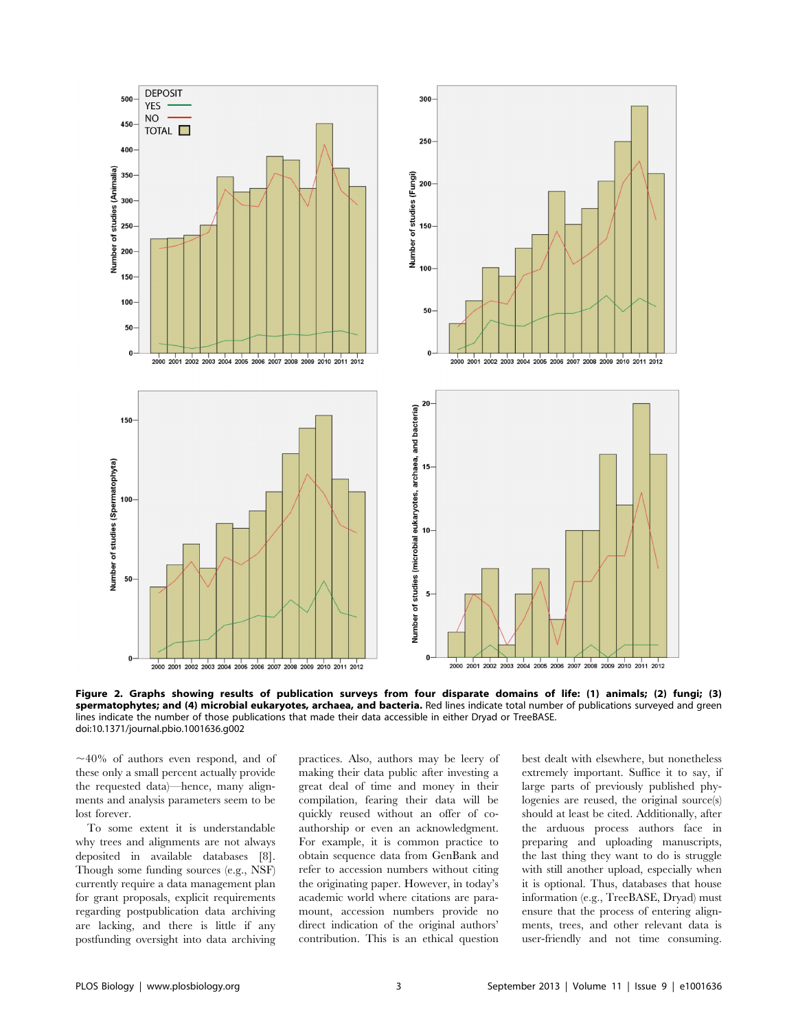**Figure 2. Graphs showing results of publication surveys from four disparate domains of life: (1) animals; (2) fungi; (3) spermatophytes; and (4) microbial eukaryotes, archaea, and bacteria.** Red lines indicate total number of publications surveyed and green lines indicate the number of those publications that made their data accessible in either Dryad or TreeBASE.
doi:10.1371/journal.pbio.1001636.g002

~40% of authors even respond, and of these only a small percent actually provide the requested data)—hence, many alignments and analysis parameters seem to be lost forever.

To some extent it is understandable why trees and alignments are not always deposited in available databases [8]. Though some funding sources (e.g., NSF) currently require a data management plan for grant proposals, explicit requirements regarding postpublication data archiving are lacking, and there is little if any postfunding oversight into data archiving practices. Also, authors may be leery of making their data public after investing a great deal of time and money in their compilation, fearing their data will be quickly reused without an offer of co-authorship or even an acknowledgment. For example, it is common practice to obtain sequence data from GenBank and refer to accession numbers without citing the originating paper. However, in today's academic world where citations are paramount, accession numbers provide no direct indication of the original authors' contribution. This is an ethical question best dealt with elsewhere, but nonetheless extremely important. Suffice it to say, if large parts of previously published phylogenies are reused, the original source(s) should at least be cited. Additionally, after the arduous process authors face in preparing and uploading manuscripts, the last thing they want to do is struggle with still another upload, especially when it is optional. Thus, databases that house information (e.g., TreeBASE, Dryad) must ensure that the process of entering alignments, trees, and other relevant data is user-friendly and not time consuming.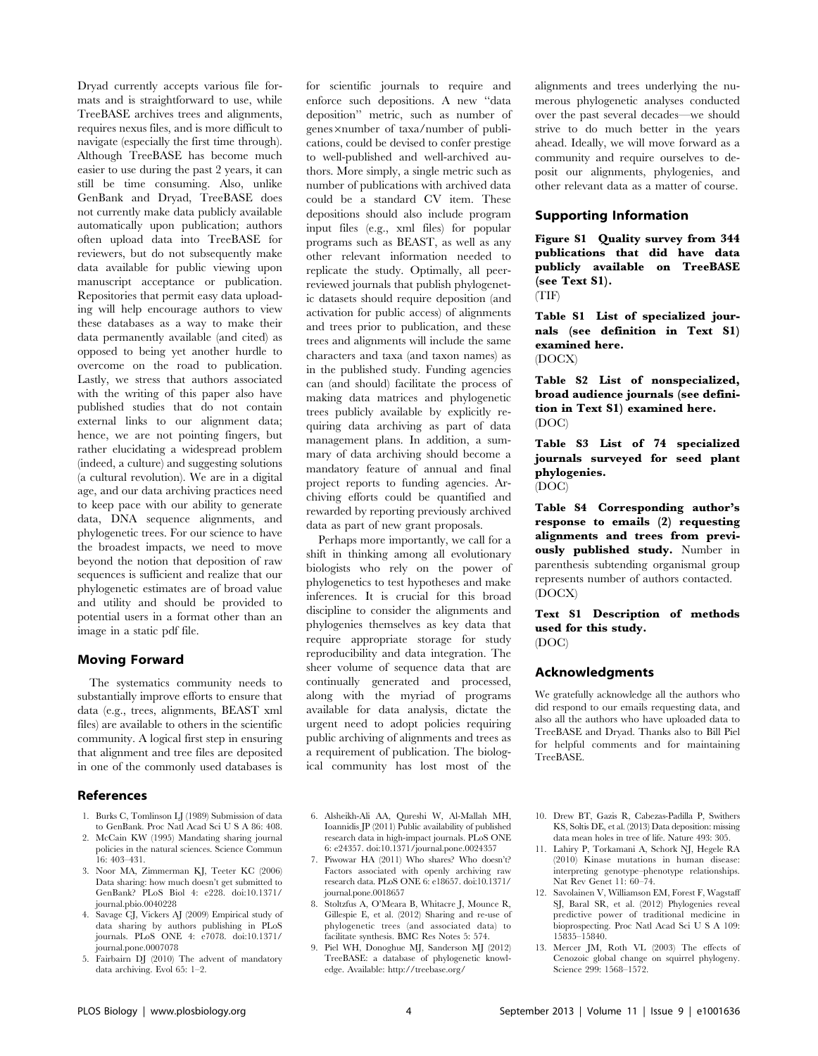Dryad currently accepts various file formats and is straightforward to use, while TreeBASE archives trees and alignments, requires nexus files, and is more difficult to navigate (especially the first time through). Although TreeBASE has become much easier to use during the past 2 years, it can still be time consuming. Also, unlike GenBank and Dryad, TreeBASE does not currently make data publicly available automatically upon publication; authors often upload data into TreeBASE for reviewers, but do not subsequently make data available for public viewing upon manuscript acceptance or publication. Repositories that permit easy data uploading will help encourage authors to view these databases as a way to make their data permanently available (and cited) as opposed to being yet another hurdle to overcome on the road to publication. Lastly, we stress that authors associated with the writing of this paper also have published studies that do not contain external links to our alignment data; hence, we are not pointing fingers, but rather elucidating a widespread problem (indeed, a culture) and suggesting solutions (a cultural revolution). We are in a digital age, and our data archiving practices need to keep pace with our ability to generate data, DNA sequence alignments, and phylogenetic trees. For our science to have the broadest impacts, we need to move beyond the notion that deposition of raw sequences is sufficient and realize that our phylogenetic estimates are of broad value and utility and should be provided to potential users in a format other than an image in a static pdf file.

## Moving Forward

The systematics community needs to substantially improve efforts to ensure that data (e.g., trees, alignments, BEAST xml files) are available to others in the scientific community. A logical first step in ensuring that alignment and tree files are deposited in one of the commonly used databases is for scientific journals to require and enforce such depositions. A new "data deposition" metric, such as number of genes×number of taxa/number of publications, could be devised to confer prestige to well-published and well-archived authors. More simply, a single metric such as number of publications with archived data could be a standard CV item. These depositions should also include program input files (e.g., xml files) for popular programs such as BEAST, as well as any other relevant information needed to replicate the study. Optimally, all peer-reviewed journals that publish phylogenetic datasets should require deposition (and activation for public access) of alignments and trees prior to publication, and these trees and alignments will include the same characters and taxa (and taxon names) as in the published study. Funding agencies can (and should) facilitate the process of making data matrices and phylogenetic trees publicly available by explicitly requiring data archiving as part of data management plans. In addition, a summary of data archiving should become a mandatory feature of annual and final project reports to funding agencies. Archiving efforts could be quantified and rewarded by reporting previously archived data as part of new grant proposals.

Perhaps more importantly, we call for a shift in thinking among all evolutionary biologists who rely on the power of phylogenetics to test hypotheses and make inferences. It is crucial for this broad discipline to consider the alignments and phylogenies themselves as key data that require appropriate storage for study reproducibility and data integration. The sheer volume of sequence data that are continually generated and processed, along with the myriad of programs available for data analysis, dictate the urgent need to adopt policies requiring public archiving of alignments and trees as a requirement of publication. The biological community has lost most of the alignments and trees underlying the numerous phylogenetic analyses conducted over the past several decades—we should strive to do much better in the years ahead. Ideally, we will move forward as a community and require ourselves to deposit our alignments, phylogenies, and other relevant data as a matter of course.

## Supporting Information

**Figure S1 Quality survey from 344 publications that did have data publicly available on TreeBASE (see Text S1).**
(TIF)

**Table S1 List of specialized journals (see definition in Text S1) examined here.**
(DOCX)

**Table S2 List of nonspecialized, broad audience journals (see definition in Text S1) examined here.**
(DOC)

**Table S3 List of 74 specialized journals surveyed for seed plant phylogenies.**
(DOC)

**Table S4 Corresponding author's response to emails (2) requesting alignments and trees from previously published study.** Number in parenthesis subtending organismal group represents number of authors contacted.
(DOCX)

**Text S1 Description of methods used for this study.**
(DOC)

## Acknowledgments

We gratefully acknowledge all the authors who did respond to our emails requesting data, and also all the authors who have uploaded data to TreeBASE and Dryad. Thanks also to Bill Piel for helpful comments and for maintaining TreeBASE.

## References

1. Burks C, Tomlinson LJ (1989) Submission of data to GenBank. Proc Natl Acad Sci U S A 86: 408.
2. McCain KW (1995) Mandating sharing journal policies in the natural sciences. Science Commun 16: 403–431.
3. Noor MA, Zimmerman KJ, Teeter KC (2006) Data sharing: how much doesn't get submitted to GenBank? PLoS Biol 4: e228. doi:10.1371/journal.pbio.0040228
4. Savage CJ, Vickers AJ (2009) Empirical study of data sharing by authors publishing in PLoS journals. PLoS ONE 4: e7078. doi:10.1371/journal.pone.0007078
5. Fairbairn DJ (2010) The advent of mandatory data archiving. Evol 65: 1–2.
6. Alsheikh-Ali AA, Qureshi W, Al-Mallah MH, Ioannidis JP (2011) Public availability of published research data in high-impact journals. PLoS ONE 6: e24357. doi:10.1371/journal.pone.0024357
7. Piwowar HA (2011) Who shares? Who doesn't? Factors associated with openly archiving raw research data. PLoS ONE 6: e18657. doi:10.1371/journal.pone.0018657
8. Stoltzfus A, O'Meara B, Whitacre J, Mounce R, Gillespie E, et al. (2012) Sharing and re-use of phylogenetic trees (and associated data) to facilitate synthesis. BMC Res Notes 5: 574.
9. Piel WH, Donoghue MJ, Sanderson MJ (2012) TreeBASE: a database of phylogenetic knowledge. Available: http://treebase.org/
10. Drew BT, Gazis R, Cabezas-Padilla P, Swithers KS, Soltis DE, et al. (2013) Data deposition: missing data mean holes in tree of life. Nature 493: 305.
11. Lahiry P, Torkamani A, Schork NJ, Hegele RA (2010) Kinase mutations in human disease: interpreting genotype–phenotype relationships. Nat Rev Genet 11: 60–74.
12. Savolainen V, Williamson EM, Forest F, Wagstaff SJ, Baral SR, et al. (2012) Phylogenies reveal predictive power of traditional medicine in bioprospecting. Proc Natl Acad Sci U S A 109: 15835–15840.
13. Mercer JM, Roth VL (2003) The effects of Cenozoic global change on squirrel phylogeny. Science 299: 1568–1572.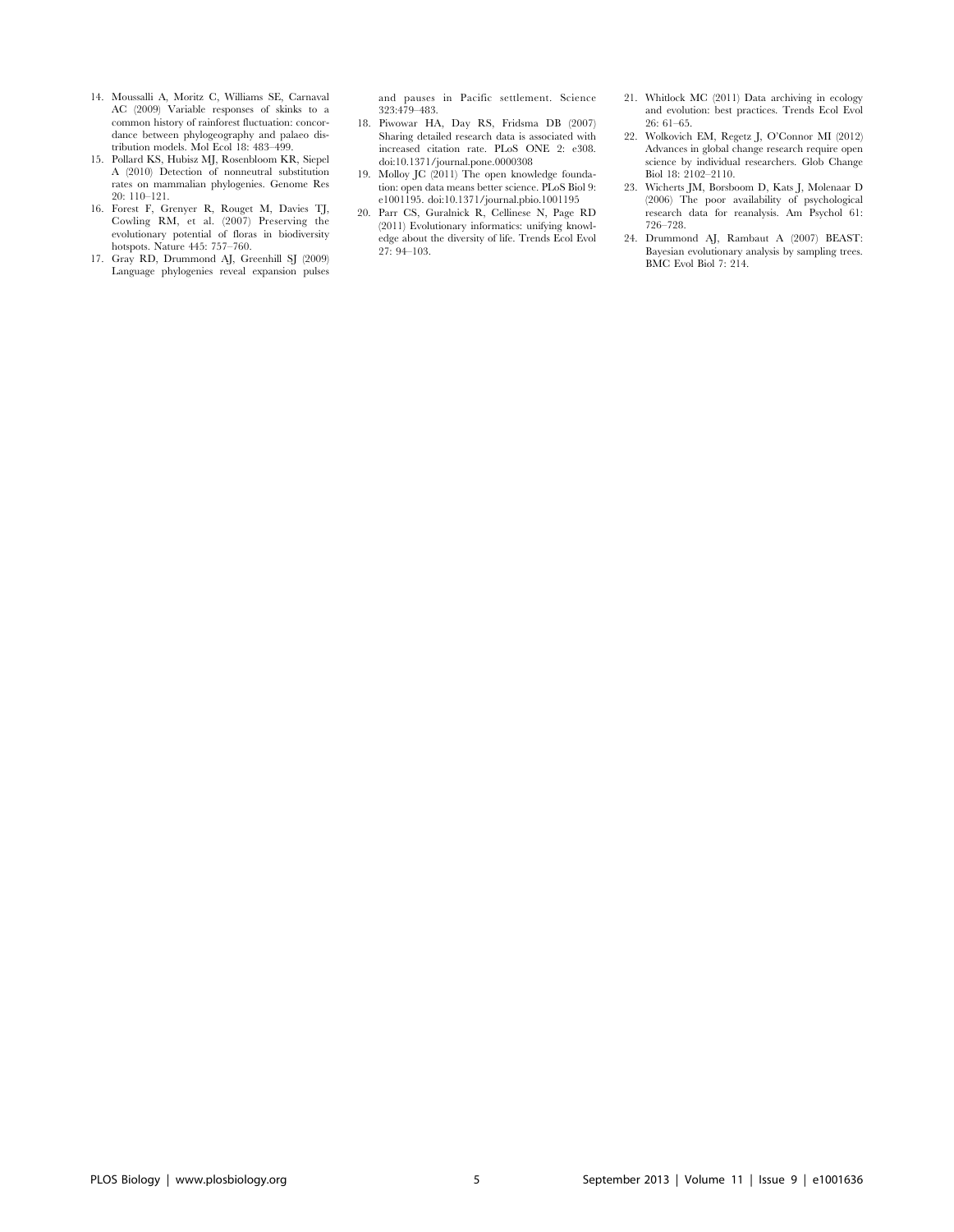14. Moussalli A, Moritz C, Williams SE, Carnaval AC (2009) Variable responses of skinks to a common history of rainforest fluctuation: concordance between phylogeography and palaeo distribution models. Mol Ecol 18: 483–499.
15. Pollard KS, Hubisz MJ, Rosenbloom KR, Siepel A (2010) Detection of nonneutral substitution rates on mammalian phylogenies. Genome Res 20: 110–121.
16. Forest F, Grenyer R, Rouget M, Davies TJ, Cowling RM, et al. (2007) Preserving the evolutionary potential of floras in biodiversity hotspots. Nature 445: 757–760.
17. Gray RD, Drummond AJ, Greenhill SJ (2009) Language phylogenies reveal expansion pulses and pauses in Pacific settlement. Science 323:479–483.
18. Piwowar HA, Day RS, Fridsma DB (2007) Sharing detailed research data is associated with increased citation rate. PLoS ONE 2: e308. doi:10.1371/journal.pone.0000308
19. Molloy JC (2011) The open knowledge foundation: open data means better science. PLoS Biol 9: e1001195. doi:10.1371/journal.pbio.1001195
20. Parr CS, Guralnick R, Cellinese N, Page RD (2011) Evolutionary informatics: unifying knowledge about the diversity of life. Trends Ecol Evol 27: 94–103.
21. Whitlock MC (2011) Data archiving in ecology and evolution: best practices. Trends Ecol Evol 26: 61–65.
22. Wolkovich EM, Regetz J, O'Connor MI (2012) Advances in global change research require open science by individual researchers. Glob Change Biol 18: 2102–2110.
23. Wicherts JM, Borsboom D, Kats J, Molenaar D (2006) The poor availability of psychological research data for reanalysis. Am Psychol 61: 726–728.
24. Drummond AJ, Rambaut A (2007) BEAST: Bayesian evolutionary analysis by sampling trees. BMC Evol Biol 7: 214.